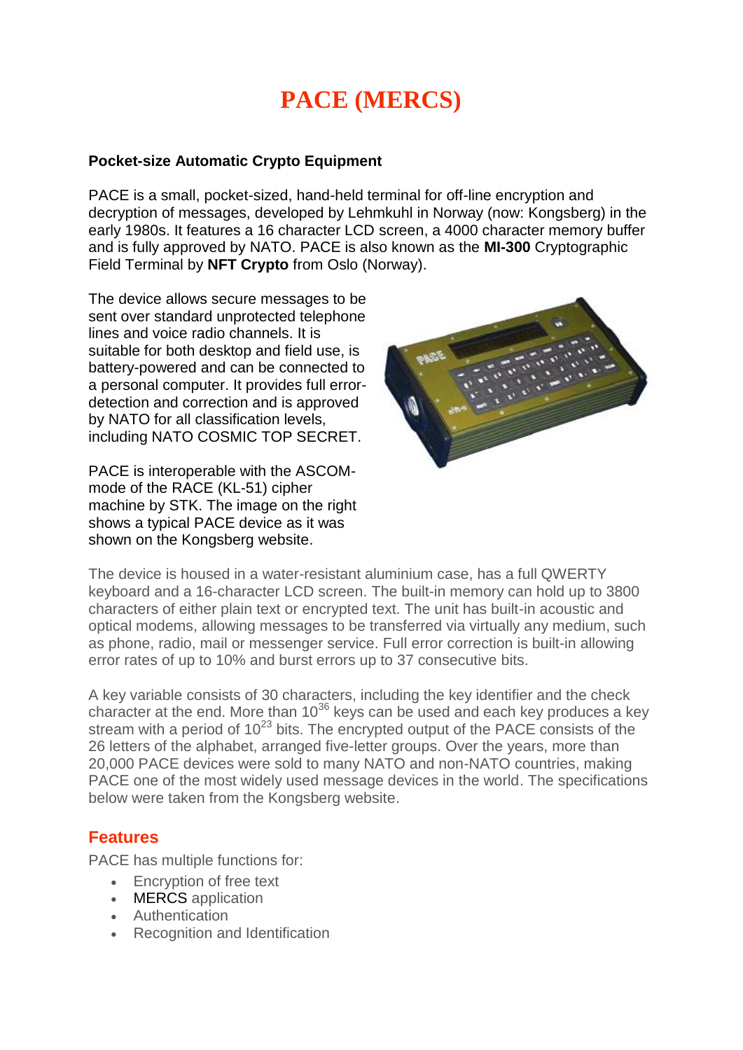# PACE (MERCS)

**Pocket-size Automatic Crypto Equipment**

PACE is a small, pocket-sized, hand-held terminal for off-line encryption and decryption of messages, developed by Lehmkuhl in Norway (now: Kongsberg) in the early 1980s. It features a 16 character LCD screen, a 4000 character memory buffer and is fully approved by NATO. PACE is also known as the **MI-300** Cryptographic Field Terminal by **NFT Crypto** from Oslo (Norway).

The device allows secure messages to be sent over standard unprotected telephone lines and voice radio channels. It is suitable for both desktop and field use, is battery-powered and can be connected to a personal computer. It provides full error-detection and correction and is approved by NATO for all classification levels, including NATO COSMIC TOP SECRET.

PACE is interoperable with the ASCOM-mode of the RACE (KL-51) cipher machine by STK. The image on the right shows a typical PACE device as it was shown on the Kongsberg website.

The device is housed in a water-resistant aluminium case, has a full QWERTY keyboard and a 16-character LCD screen. The built-in memory can hold up to 3800 characters of either plain text or encrypted text. The unit has built-in acoustic and optical modems, allowing messages to be transferred via virtually any medium, such as phone, radio, mail or messenger service. Full error correction is built-in allowing error rates of up to 10% and burst errors up to 37 consecutive bits.

A key variable consists of 30 characters, including the key identifier and the check character at the end. More than $10^{36}$ keys can be used and each key produces a key stream with a period of $10^{23}$ bits. The encrypted output of the PACE consists of the 26 letters of the alphabet, arranged five-letter groups. Over the years, more than 20,000 PACE devices were sold to many NATO and non-NATO countries, making PACE one of the most widely used message devices in the world. The specifications below were taken from the Kongsberg website.

## Features

PACE has multiple functions for:

- Encryption of free text
- MERCS application
- Authentication
- Recognition and Identification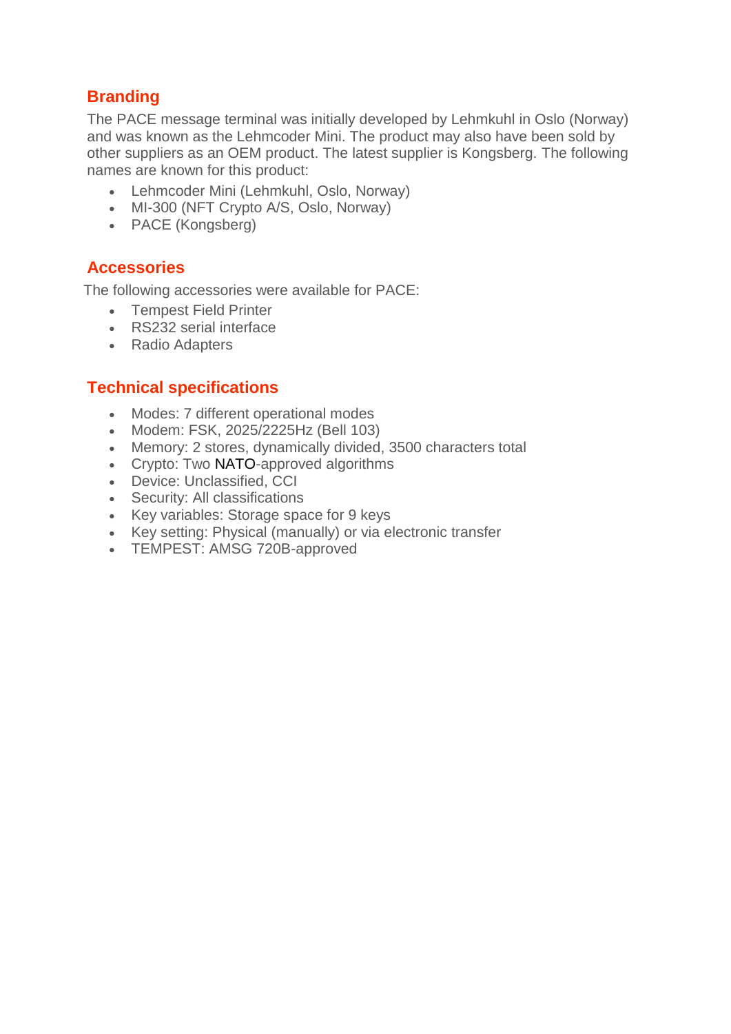## Branding

The PACE message terminal was initially developed by Lehmkuhl in Oslo (Norway) and was known as the Lehmcoder Mini. The product may also have been sold by other suppliers as an OEM product. The latest supplier is Kongsberg. The following names are known for this product:

- Lehmcoder Mini (Lehmkuhl, Oslo, Norway)
- MI-300 (NFT Crypto A/S, Oslo, Norway)
- PACE (Kongsberg)

## Accessories

The following accessories were available for PACE:

- Tempest Field Printer
- RS232 serial interface
- Radio Adapters

## Technical specifications

- Modes: 7 different operational modes
- Modem: FSK, 2025/2225Hz (Bell 103)
- Memory: 2 stores, dynamically divided, 3500 characters total
- Crypto: Two NATO-approved algorithms
- Device: Unclassified, CCI
- Security: All classifications
- Key variables: Storage space for 9 keys
- Key setting: Physical (manually) or via electronic transfer
- TEMPEST: AMSG 720B-approved